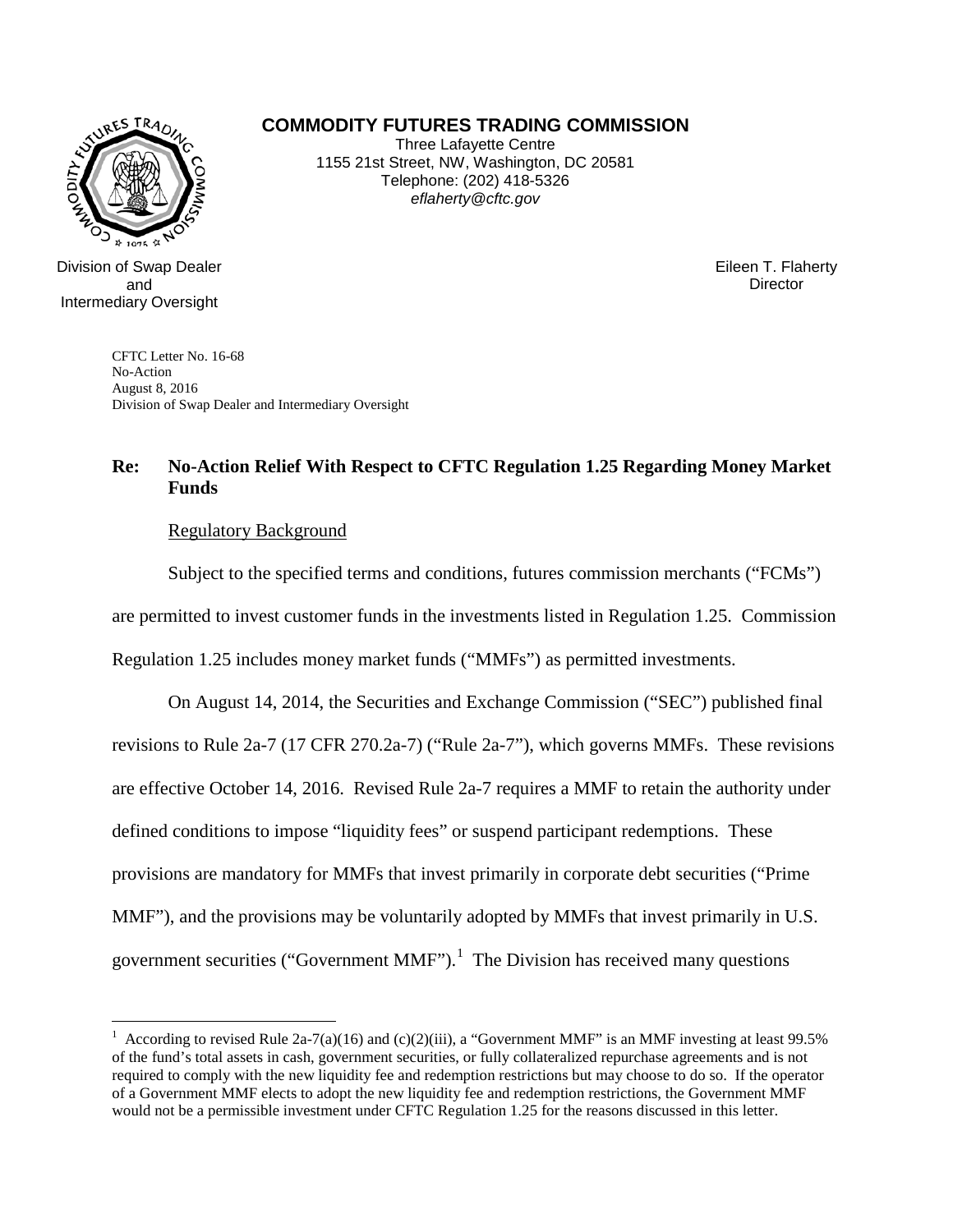**COMMODITY FUTURES TRADING COMMISSION**
Three Lafayette Centre
1155 21st Street, NW, Washington, DC 20581
Telephone: (202) 418-5326
*eflaherty@cftc.gov*

Division of Swap Dealer and Intermediary Oversight

Eileen T. Flaherty
Director

CFTC Letter No. 16-68
No-Action
August 8, 2016
Division of Swap Dealer and Intermediary Oversight

**Re: No-Action Relief With Respect to CFTC Regulation 1.25 Regarding Money Market Funds**

Regulatory Background

Subject to the specified terms and conditions, futures commission merchants ("FCMs") are permitted to invest customer funds in the investments listed in Regulation 1.25. Commission Regulation 1.25 includes money market funds ("MMFs") as permitted investments.

On August 14, 2014, the Securities and Exchange Commission ("SEC") published final revisions to Rule 2a-7 (17 CFR 270.2a-7) ("Rule 2a-7"), which governs MMFs. These revisions are effective October 14, 2016. Revised Rule 2a-7 requires a MMF to retain the authority under defined conditions to impose "liquidity fees" or suspend participant redemptions. These provisions are mandatory for MMFs that invest primarily in corporate debt securities ("Prime MMF"), and the provisions may be voluntarily adopted by MMFs that invest primarily in U.S. government securities ("Government MMF").[1] The Division has received many questions

[1] According to revised Rule 2a-7(a)(16) and (c)(2)(iii), a "Government MMF" is an MMF investing at least 99.5% of the fund's total assets in cash, government securities, or fully collateralized repurchase agreements and is not required to comply with the new liquidity fee and redemption restrictions but may choose to do so. If the operator of a Government MMF elects to adopt the new liquidity fee and redemption restrictions, the Government MMF would not be a permissible investment under CFTC Regulation 1.25 for the reasons discussed in this letter.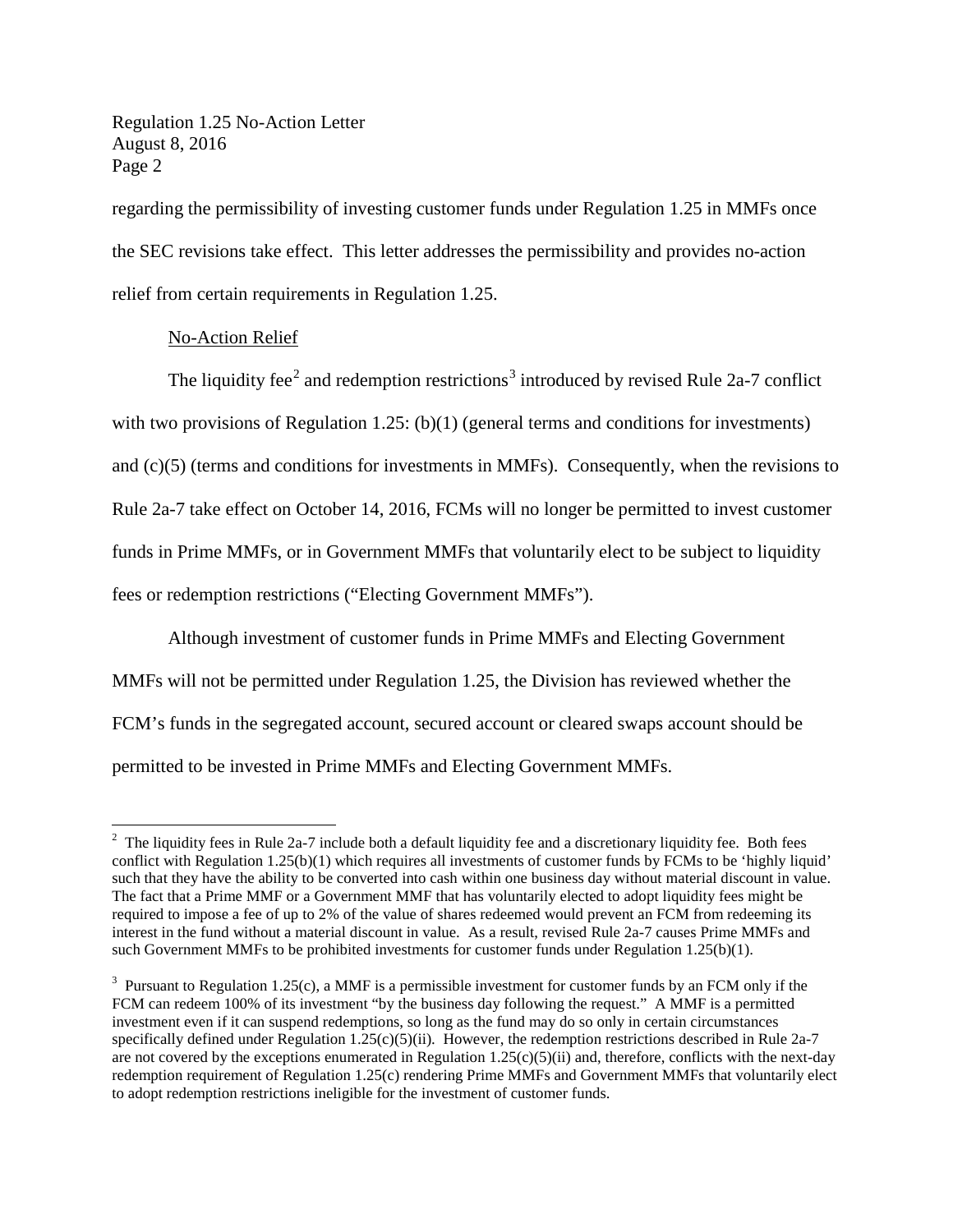regarding the permissibility of investing customer funds under Regulation 1.25 in MMFs once the SEC revisions take effect. This letter addresses the permissibility and provides no-action relief from certain requirements in Regulation 1.25.

No-Action Relief

The liquidity fee[2] and redemption restrictions[3] introduced by revised Rule 2a-7 conflict with two provisions of Regulation 1.25: (b)(1) (general terms and conditions for investments) and (c)(5) (terms and conditions for investments in MMFs). Consequently, when the revisions to Rule 2a-7 take effect on October 14, 2016, FCMs will no longer be permitted to invest customer funds in Prime MMFs, or in Government MMFs that voluntarily elect to be subject to liquidity fees or redemption restrictions ("Electing Government MMFs").

Although investment of customer funds in Prime MMFs and Electing Government MMFs will not be permitted under Regulation 1.25, the Division has reviewed whether the FCM's funds in the segregated account, secured account or cleared swaps account should be permitted to be invested in Prime MMFs and Electing Government MMFs.

---

[2] The liquidity fees in Rule 2a-7 include both a default liquidity fee and a discretionary liquidity fee. Both fees conflict with Regulation 1.25(b)(1) which requires all investments of customer funds by FCMs to be 'highly liquid' such that they have the ability to be converted into cash within one business day without material discount in value. The fact that a Prime MMF or a Government MMF that has voluntarily elected to adopt liquidity fees might be required to impose a fee of up to 2% of the value of shares redeemed would prevent an FCM from redeeming its interest in the fund without a material discount in value. As a result, revised Rule 2a-7 causes Prime MMFs and such Government MMFs to be prohibited investments for customer funds under Regulation 1.25(b)(1).

[3] Pursuant to Regulation 1.25(c), a MMF is a permissible investment for customer funds by an FCM only if the FCM can redeem 100% of its investment "by the business day following the request." A MMF is a permitted investment even if it can suspend redemptions, so long as the fund may do so only in certain circumstances specifically defined under Regulation 1.25(c)(5)(ii). However, the redemption restrictions described in Rule 2a-7 are not covered by the exceptions enumerated in Regulation 1.25(c)(5)(ii) and, therefore, conflicts with the next-day redemption requirement of Regulation 1.25(c) rendering Prime MMFs and Government MMFs that voluntarily elect to adopt redemption restrictions ineligible for the investment of customer funds.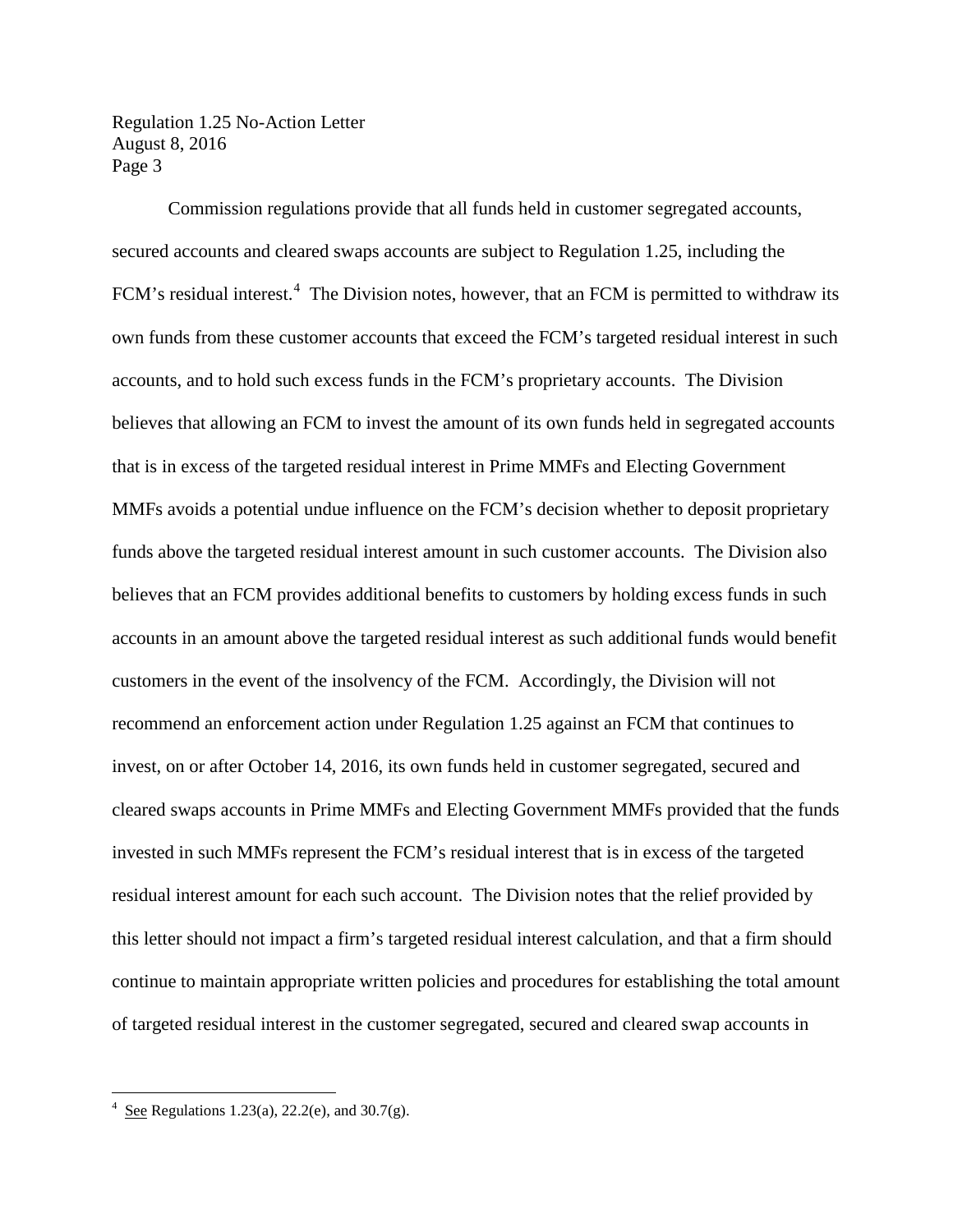Commission regulations provide that all funds held in customer segregated accounts, secured accounts and cleared swaps accounts are subject to Regulation 1.25, including the FCM's residual interest.[4] The Division notes, however, that an FCM is permitted to withdraw its own funds from these customer accounts that exceed the FCM's targeted residual interest in such accounts, and to hold such excess funds in the FCM's proprietary accounts. The Division believes that allowing an FCM to invest the amount of its own funds held in segregated accounts that is in excess of the targeted residual interest in Prime MMFs and Electing Government MMFs avoids a potential undue influence on the FCM's decision whether to deposit proprietary funds above the targeted residual interest amount in such customer accounts. The Division also believes that an FCM provides additional benefits to customers by holding excess funds in such accounts in an amount above the targeted residual interest as such additional funds would benefit customers in the event of the insolvency of the FCM. Accordingly, the Division will not recommend an enforcement action under Regulation 1.25 against an FCM that continues to invest, on or after October 14, 2016, its own funds held in customer segregated, secured and cleared swaps accounts in Prime MMFs and Electing Government MMFs provided that the funds invested in such MMFs represent the FCM's residual interest that is in excess of the targeted residual interest amount for each such account. The Division notes that the relief provided by this letter should not impact a firm's targeted residual interest calculation, and that a firm should continue to maintain appropriate written policies and procedures for establishing the total amount of targeted residual interest in the customer segregated, secured and cleared swap accounts in

---

[4] See Regulations 1.23(a), 22.2(e), and 30.7(g).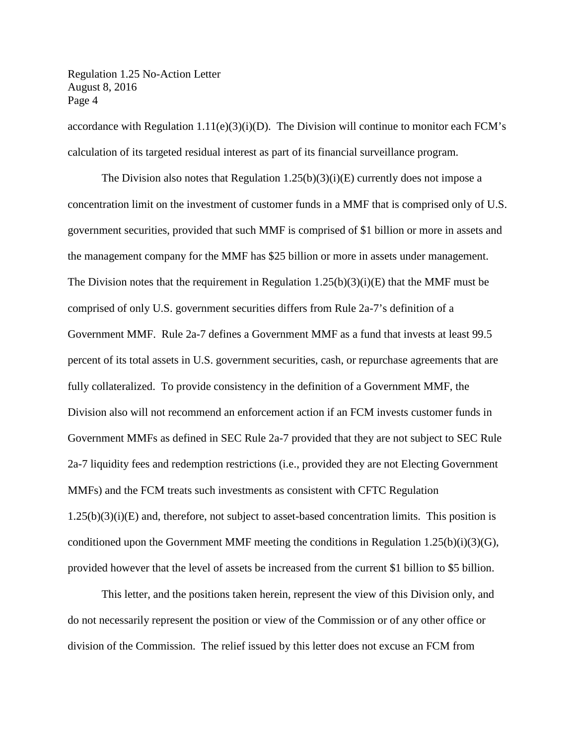accordance with Regulation 1.11(e)(3)(i)(D). The Division will continue to monitor each FCM's calculation of its targeted residual interest as part of its financial surveillance program.

The Division also notes that Regulation 1.25(b)(3)(i)(E) currently does not impose a concentration limit on the investment of customer funds in a MMF that is comprised only of U.S. government securities, provided that such MMF is comprised of $1 billion or more in assets and the management company for the MMF has $25 billion or more in assets under management. The Division notes that the requirement in Regulation 1.25(b)(3)(i)(E) that the MMF must be comprised of only U.S. government securities differs from Rule 2a-7's definition of a Government MMF. Rule 2a-7 defines a Government MMF as a fund that invests at least 99.5 percent of its total assets in U.S. government securities, cash, or repurchase agreements that are fully collateralized. To provide consistency in the definition of a Government MMF, the Division also will not recommend an enforcement action if an FCM invests customer funds in Government MMFs as defined in SEC Rule 2a-7 provided that they are not subject to SEC Rule 2a-7 liquidity fees and redemption restrictions (i.e., provided they are not Electing Government MMFs) and the FCM treats such investments as consistent with CFTC Regulation 1.25(b)(3)(i)(E) and, therefore, not subject to asset-based concentration limits. This position is conditioned upon the Government MMF meeting the conditions in Regulation 1.25(b)(i)(3)(G), provided however that the level of assets be increased from the current $1 billion to $5 billion.

This letter, and the positions taken herein, represent the view of this Division only, and do not necessarily represent the position or view of the Commission or of any other office or division of the Commission. The relief issued by this letter does not excuse an FCM from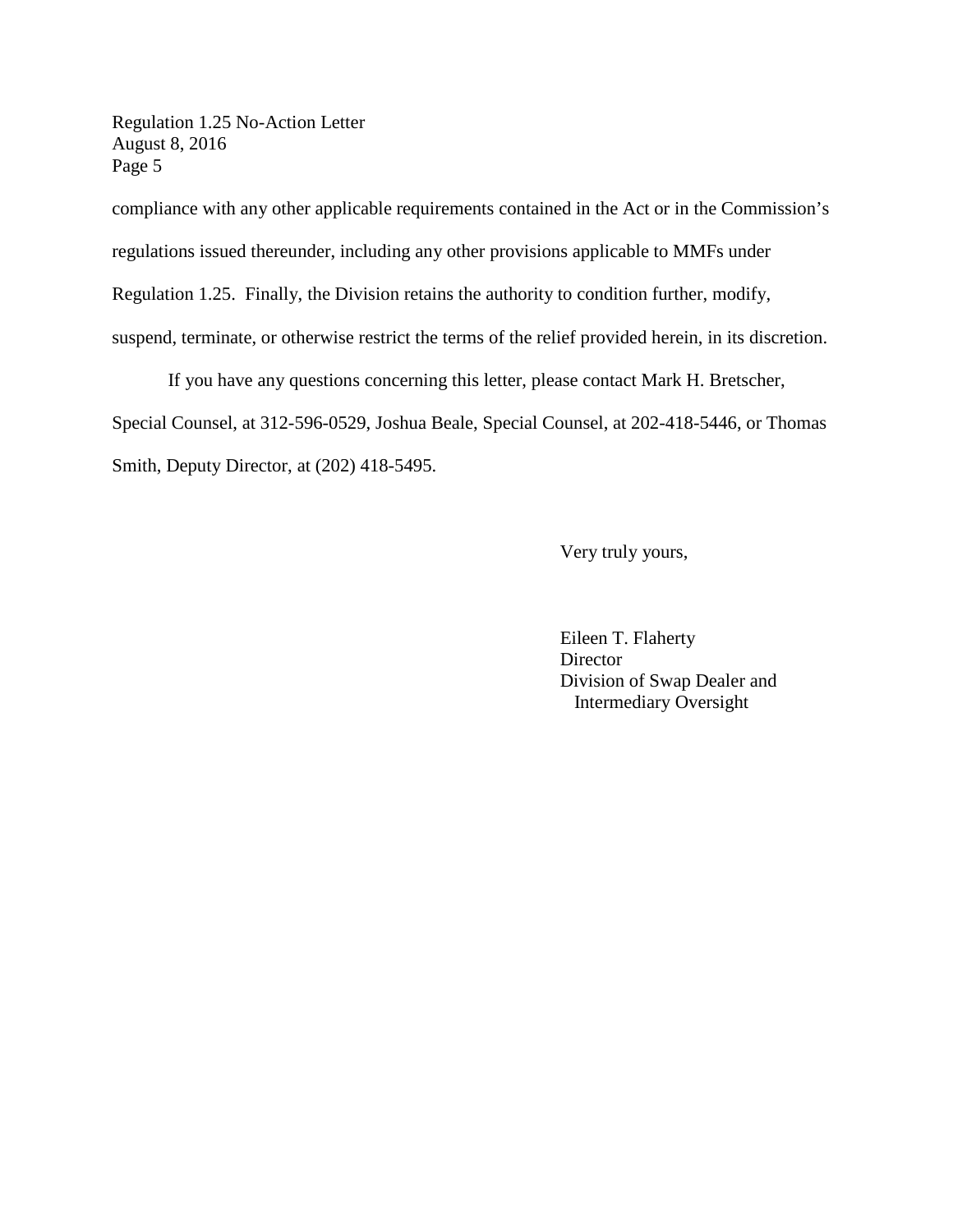compliance with any other applicable requirements contained in the Act or in the Commission's regulations issued thereunder, including any other provisions applicable to MMFs under Regulation 1.25. Finally, the Division retains the authority to condition further, modify, suspend, terminate, or otherwise restrict the terms of the relief provided herein, in its discretion.

If you have any questions concerning this letter, please contact Mark H. Bretscher, Special Counsel, at 312-596-0529, Joshua Beale, Special Counsel, at 202-418-5446, or Thomas Smith, Deputy Director, at (202) 418-5495.

Very truly yours,

Eileen T. Flaherty
Director
Division of Swap Dealer and
Intermediary Oversight